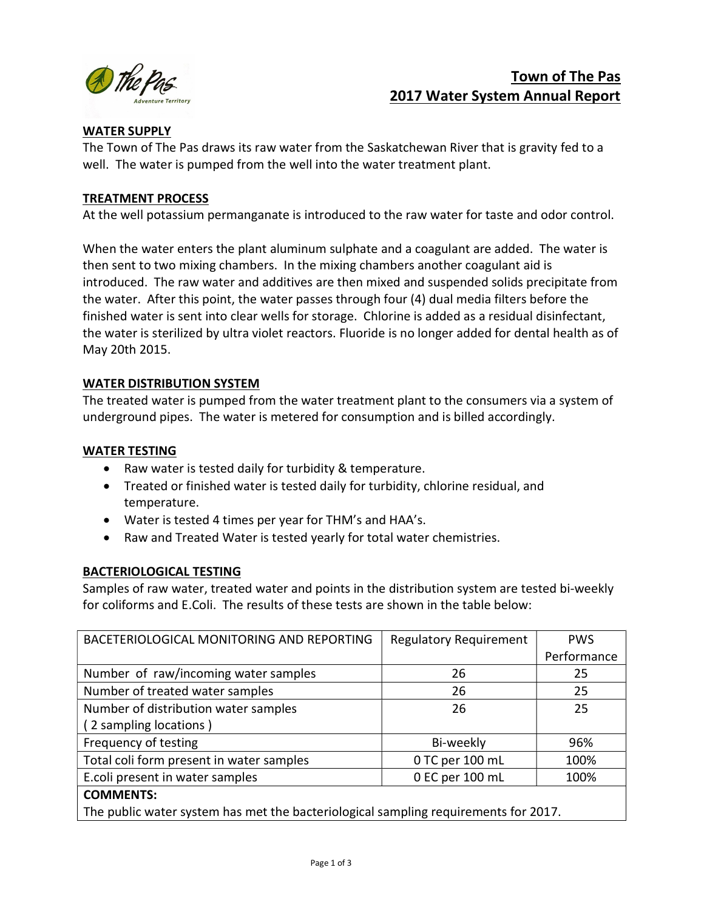# Town of The Pas
# 2017 Water System Annual Report

## WATER SUPPLY

The Town of The Pas draws its raw water from the Saskatchewan River that is gravity fed to a well. The water is pumped from the well into the water treatment plant.

## TREATMENT PROCESS

At the well potassium permanganate is introduced to the raw water for taste and odor control.

When the water enters the plant aluminum sulphate and a coagulant are added. The water is then sent to two mixing chambers. In the mixing chambers another coagulant aid is introduced. The raw water and additives are then mixed and suspended solids precipitate from the water. After this point, the water passes through four (4) dual media filters before the finished water is sent into clear wells for storage. Chlorine is added as a residual disinfectant, the water is sterilized by ultra violet reactors. Fluoride is no longer added for dental health as of May 20th 2015.

## WATER DISTRIBUTION SYSTEM

The treated water is pumped from the water treatment plant to the consumers via a system of underground pipes. The water is metered for consumption and is billed accordingly.

## WATER TESTING

- Raw water is tested daily for turbidity & temperature.
- Treated or finished water is tested daily for turbidity, chlorine residual, and temperature.
- Water is tested 4 times per year for THM's and HAA's.
- Raw and Treated Water is tested yearly for total water chemistries.

## BACTERIOLOGICAL TESTING

Samples of raw water, treated water and points in the distribution system are tested bi-weekly for coliforms and E.Coli. The results of these tests are shown in the table below:

| BACETERIOLOGICAL MONITORING AND REPORTING | Regulatory Requirement | PWS Performance |
|---|---|---|
| Number of raw/incoming water samples | 26 | 25 |
| Number of treated water samples | 26 | 25 |
| Number of distribution water samples ( 2 sampling locations ) | 26 | 25 |
| Frequency of testing | Bi-weekly | 96% |
| Total coli form present in water samples | 0 TC per 100 mL | 100% |
| E.coli present in water samples | 0 EC per 100 mL | 100% |
| **COMMENTS:** The public water system has met the bacteriological sampling requirements for 2017. | | |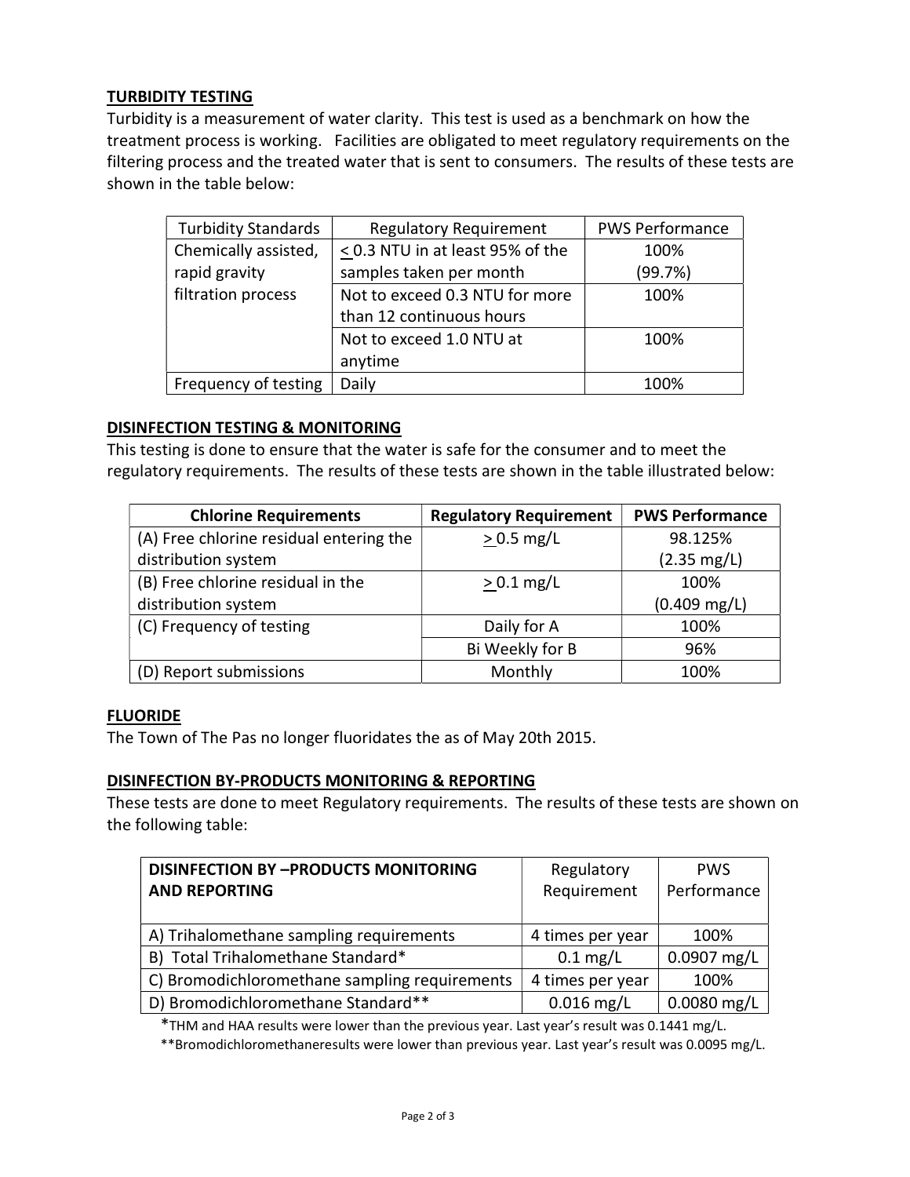**TURBIDITY TESTING**

Turbidity is a measurement of water clarity. This test is used as a benchmark on how the treatment process is working. Facilities are obligated to meet regulatory requirements on the filtering process and the treated water that is sent to consumers. The results of these tests are shown in the table below:

| Turbidity Standards | Regulatory Requirement | PWS Performance |
|---|---|---|
| Chemically assisted, rapid gravity filtration process | $\leq$ 0.3 NTU in at least 95% of the samples taken per month | 100% (99.7%) |
| | Not to exceed 0.3 NTU for more than 12 continuous hours | 100% |
| | Not to exceed 1.0 NTU at anytime | 100% |
| Frequency of testing | Daily | 100% |

**DISINFECTION TESTING & MONITORING**

This testing is done to ensure that the water is safe for the consumer and to meet the regulatory requirements. The results of these tests are shown in the table illustrated below:

| Chlorine Requirements | Regulatory Requirement | PWS Performance |
|---|---|---|
| (A) Free chlorine residual entering the distribution system | $\geq$ 0.5 mg/L | 98.125% (2.35 mg/L) |
| (B) Free chlorine residual in the distribution system | $\geq$ 0.1 mg/L | 100% (0.409 mg/L) |
| (C) Frequency of testing | Daily for A | 100% |
| | Bi Weekly for B | 96% |
| (D) Report submissions | Monthly | 100% |

**FLUORIDE**

The Town of The Pas no longer fluoridates the as of May 20th 2015.

**DISINFECTION BY-PRODUCTS MONITORING & REPORTING**

These tests are done to meet Regulatory requirements. The results of these tests are shown on the following table:

| DISINFECTION BY –PRODUCTS MONITORING AND REPORTING | Regulatory Requirement | PWS Performance |
|---|---|---|
| A) Trihalomethane sampling requirements | 4 times per year | 100% |
| B) Total Trihalomethane Standard* | 0.1 mg/L | 0.0907 mg/L |
| C) Bromodichloromethane sampling requirements | 4 times per year | 100% |
| D) Bromodichloromethane Standard** | 0.016 mg/L | 0.0080 mg/L |

*THM and HAA results were lower than the previous year. Last year's result was 0.1441 mg/L.

**Bromodichloromethaneresults were lower than previous year. Last year's result was 0.0095 mg/L.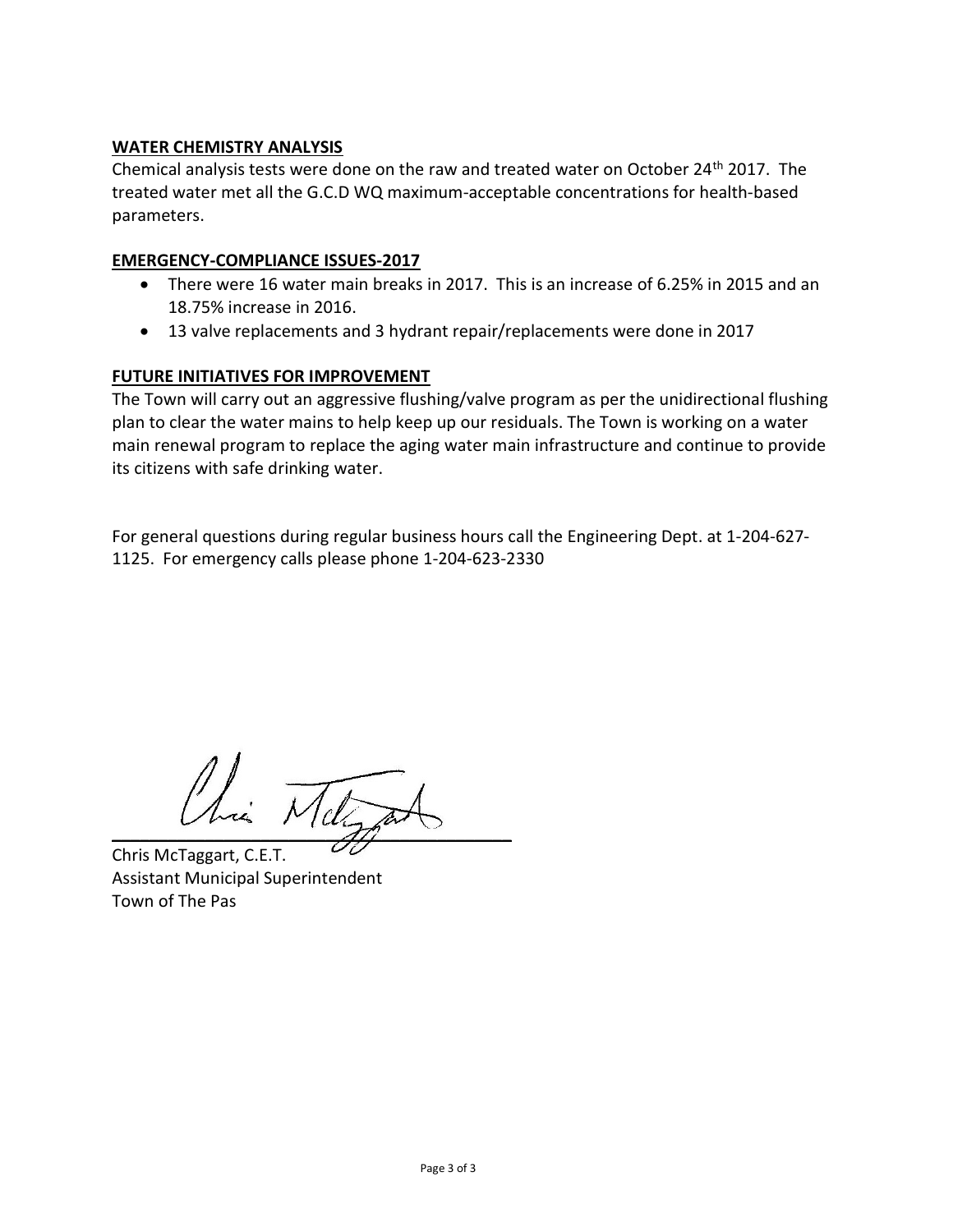**WATER CHEMISTRY ANALYSIS**

Chemical analysis tests were done on the raw and treated water on October 24th 2017. The treated water met all the G.C.D WQ maximum-acceptable concentrations for health-based parameters.

**EMERGENCY-COMPLIANCE ISSUES-2017**

- There were 16 water main breaks in 2017. This is an increase of 6.25% in 2015 and an 18.75% increase in 2016.
- 13 valve replacements and 3 hydrant repair/replacements were done in 2017

**FUTURE INITIATIVES FOR IMPROVEMENT**

The Town will carry out an aggressive flushing/valve program as per the unidirectional flushing plan to clear the water mains to help keep up our residuals. The Town is working on a water main renewal program to replace the aging water main infrastructure and continue to provide its citizens with safe drinking water.

For general questions during regular business hours call the Engineering Dept. at 1-204-627-1125. For emergency calls please phone 1-204-623-2330

Chris McTaggart, C.E.T.  
Assistant Municipal Superintendent  
Town of The Pas